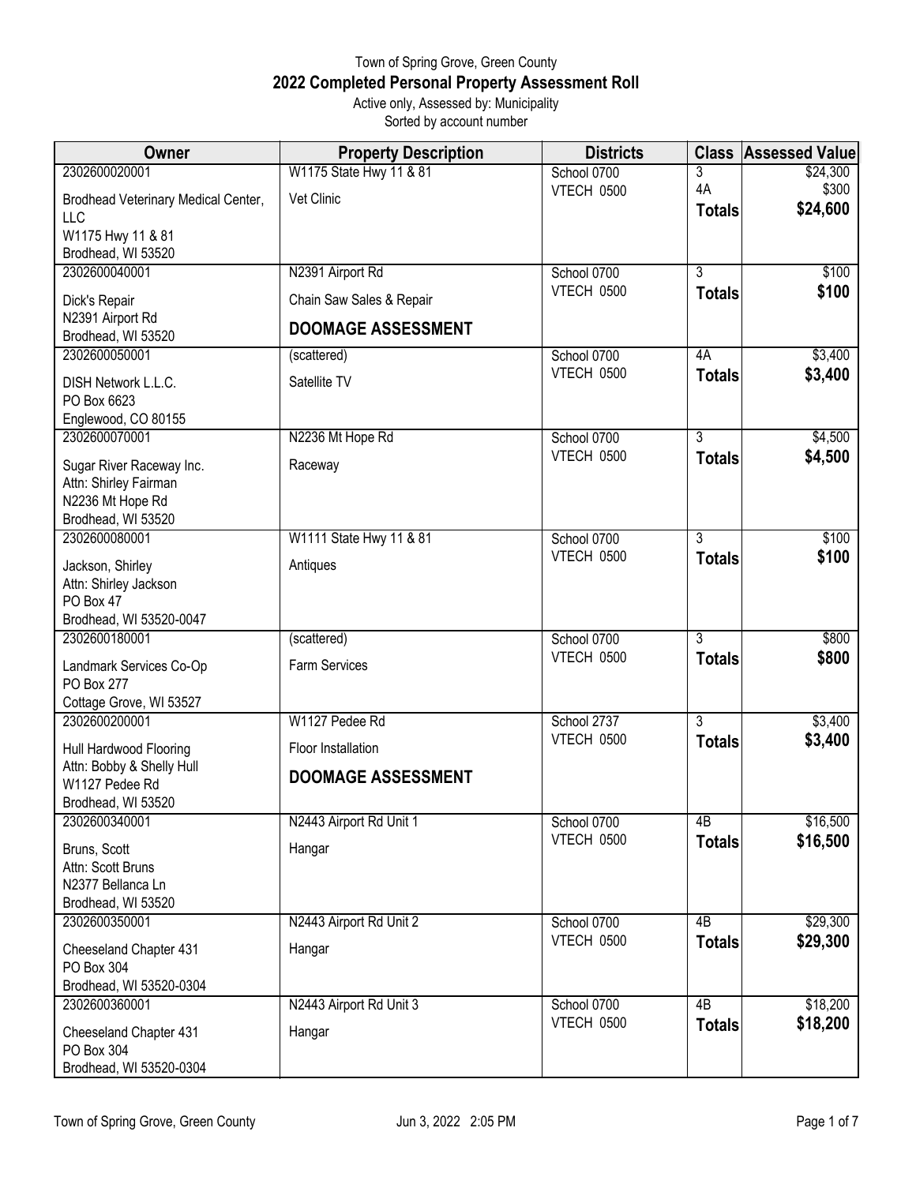Town of Spring Grove, Green County

# 2022 Completed Personal Property Assessment Roll

Active only, Assessed by: Municipality

Sorted by account number

| Owner | Property Description | Districts | Class | Assessed Value |
|---|---|---|---|---|
| 2302600020001<br>Brodhead Veterinary Medical Center, LLC<br>W1175 Hwy 11 & 81<br>Brodhead, WI 53520 | W1175 State Hwy 11 & 81<br>Vet Clinic | School 0700<br>VTECH 0500 | 3<br>4A<br>**Totals** | $24,300<br>$300<br>**$24,600** |
| 2302600040001<br>Dick's Repair<br>N2391 Airport Rd<br>Brodhead, WI 53520 | N2391 Airport Rd<br>Chain Saw Sales & Repair<br>**DOOMAGE ASSESSMENT** | School 0700<br>VTECH 0500 | 3<br>**Totals** | $100<br>**$100** |
| 2302600050001<br>DISH Network L.L.C.<br>PO Box 6623<br>Englewood, CO 80155 | (scattered)<br>Satellite TV | School 0700<br>VTECH 0500 | 4A<br>**Totals** | $3,400<br>**$3,400** |
| 2302600070001<br>Sugar River Raceway Inc.<br>Attn: Shirley Fairman<br>N2236 Mt Hope Rd<br>Brodhead, WI 53520 | N2236 Mt Hope Rd<br>Raceway | School 0700<br>VTECH 0500 | 3<br>**Totals** | $4,500<br>**$4,500** |
| 2302600080001<br>Jackson, Shirley<br>Attn: Shirley Jackson<br>PO Box 47<br>Brodhead, WI 53520-0047 | W1111 State Hwy 11 & 81<br>Antiques | School 0700<br>VTECH 0500 | 3<br>**Totals** | $100<br>**$100** |
| 2302600180001<br>Landmark Services Co-Op<br>PO Box 277<br>Cottage Grove, WI 53527 | (scattered)<br>Farm Services | School 0700<br>VTECH 0500 | 3<br>**Totals** | $800<br>**$800** |
| 2302600200001<br>Hull Hardwood Flooring<br>Attn: Bobby & Shelly Hull<br>W1127 Pedee Rd<br>Brodhead, WI 53520 | W1127 Pedee Rd<br>Floor Installation<br>**DOOMAGE ASSESSMENT** | School 2737<br>VTECH 0500 | 3<br>**Totals** | $3,400<br>**$3,400** |
| 2302600340001<br>Bruns, Scott<br>Attn: Scott Bruns<br>N2377 Bellanca Ln<br>Brodhead, WI 53520 | N2443 Airport Rd Unit 1<br>Hangar | School 0700<br>VTECH 0500 | 4B<br>**Totals** | $16,500<br>**$16,500** |
| 2302600350001<br>Cheeseland Chapter 431<br>PO Box 304<br>Brodhead, WI 53520-0304 | N2443 Airport Rd Unit 2<br>Hangar | School 0700<br>VTECH 0500 | 4B<br>**Totals** | $29,300<br>**$29,300** |
| 2302600360001<br>Cheeseland Chapter 431<br>PO Box 304<br>Brodhead, WI 53520-0304 | N2443 Airport Rd Unit 3<br>Hangar | School 0700<br>VTECH 0500 | 4B<br>**Totals** | $18,200<br>**$18,200** |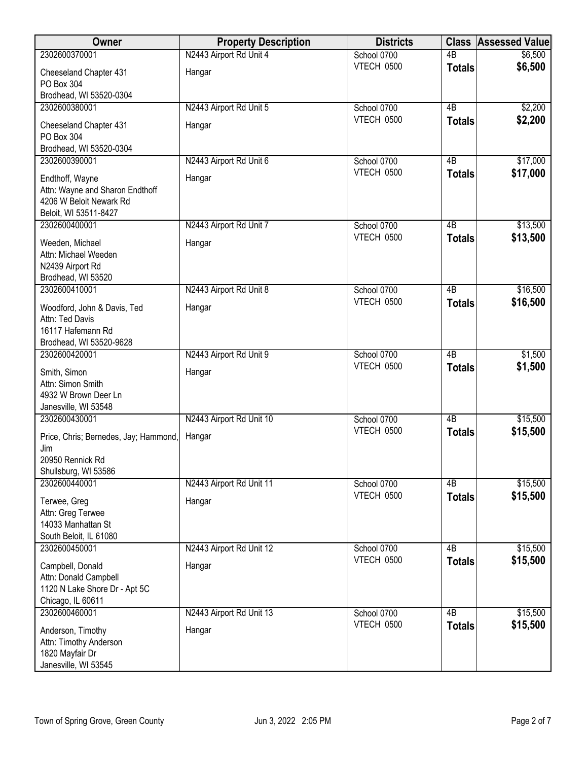| Owner | Property Description | Districts | Class | Assessed Value |
|---|---|---|---|---|
| 2302600370001<br>Cheeseland Chapter 431<br>PO Box 304<br>Brodhead, WI 53520-0304 | N2443 Airport Rd Unit 4<br>Hangar | School 0700<br>VTECH 0500 | 4B<br>**Totals** | $6,500<br>**$6,500** |
| 2302600380001<br>Cheeseland Chapter 431<br>PO Box 304<br>Brodhead, WI 53520-0304 | N2443 Airport Rd Unit 5<br>Hangar | School 0700<br>VTECH 0500 | 4B<br>**Totals** | $2,200<br>**$2,200** |
| 2302600390001<br>Endthoff, Wayne<br>Attn: Wayne and Sharon Endthoff<br>4206 W Beloit Newark Rd<br>Beloit, WI 53511-8427 | N2443 Airport Rd Unit 6<br>Hangar | School 0700<br>VTECH 0500 | 4B<br>**Totals** | $17,000<br>**$17,000** |
| 2302600400001<br>Weeden, Michael<br>Attn: Michael Weeden<br>N2439 Airport Rd<br>Brodhead, WI 53520 | N2443 Airport Rd Unit 7<br>Hangar | School 0700<br>VTECH 0500 | 4B<br>**Totals** | $13,500<br>**$13,500** |
| 2302600410001<br>Woodford, John & Davis, Ted<br>Attn: Ted Davis<br>16117 Hafemann Rd<br>Brodhead, WI 53520-9628 | N2443 Airport Rd Unit 8<br>Hangar | School 0700<br>VTECH 0500 | 4B<br>**Totals** | $16,500<br>**$16,500** |
| 2302600420001<br>Smith, Simon<br>Attn: Simon Smith<br>4932 W Brown Deer Ln<br>Janesville, WI 53548 | N2443 Airport Rd Unit 9<br>Hangar | School 0700<br>VTECH 0500 | 4B<br>**Totals** | $1,500<br>**$1,500** |
| 2302600430001<br>Price, Chris; Bernedes, Jay; Hammond, Jim<br>20950 Rennick Rd<br>Shullsburg, WI 53586 | N2443 Airport Rd Unit 10<br>Hangar | School 0700<br>VTECH 0500 | 4B<br>**Totals** | $15,500<br>**$15,500** |
| 2302600440001<br>Terwee, Greg<br>Attn: Greg Terwee<br>14033 Manhattan St<br>South Beloit, IL 61080 | N2443 Airport Rd Unit 11<br>Hangar | School 0700<br>VTECH 0500 | 4B<br>**Totals** | $15,500<br>**$15,500** |
| 2302600450001<br>Campbell, Donald<br>Attn: Donald Campbell<br>1120 N Lake Shore Dr - Apt 5C<br>Chicago, IL 60611 | N2443 Airport Rd Unit 12<br>Hangar | School 0700<br>VTECH 0500 | 4B<br>**Totals** | $15,500<br>**$15,500** |
| 2302600460001<br>Anderson, Timothy<br>Attn: Timothy Anderson<br>1820 Mayfair Dr<br>Janesville, WI 53545 | N2443 Airport Rd Unit 13<br>Hangar | School 0700<br>VTECH 0500 | 4B<br>**Totals** | $15,500<br>**$15,500** |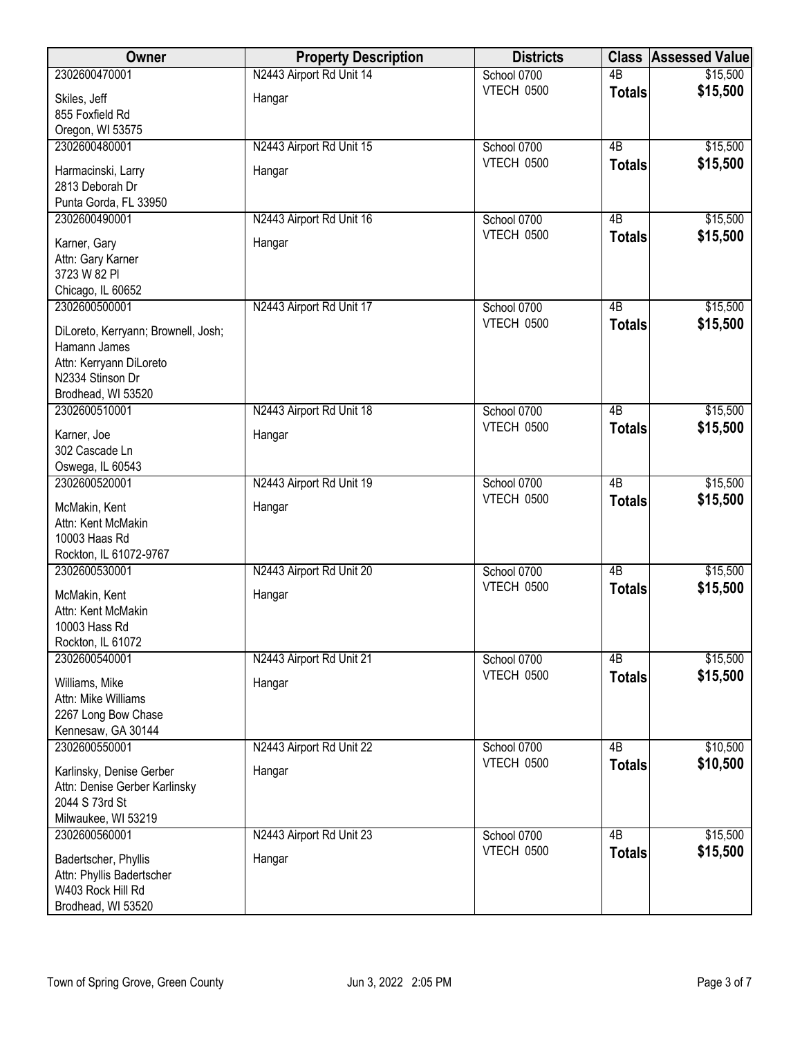| Owner | Property Description | Districts | Class | Assessed Value |
|---|---|---|---|---|
| 2302600470001<br>Skiles, Jeff<br>855 Foxfield Rd<br>Oregon, WI 53575 | N2443 Airport Rd Unit 14<br>Hangar | School 0700<br>VTECH 0500 | 4B<br>**Totals** | $15,500<br>**$15,500** |
| 2302600480001<br>Harmacinski, Larry<br>2813 Deborah Dr<br>Punta Gorda, FL 33950 | N2443 Airport Rd Unit 15<br>Hangar | School 0700<br>VTECH 0500 | 4B<br>**Totals** | $15,500<br>**$15,500** |
| 2302600490001<br>Karner, Gary<br>Attn: Gary Karner<br>3723 W 82 Pl<br>Chicago, IL 60652 | N2443 Airport Rd Unit 16<br>Hangar | School 0700<br>VTECH 0500 | 4B<br>**Totals** | $15,500<br>**$15,500** |
| 2302600500001<br>DiLoreto, Kerryann; Brownell, Josh; Hamann James<br>Attn: Kerryann DiLoreto<br>N2334 Stinson Dr<br>Brodhead, WI 53520 | N2443 Airport Rd Unit 17 | School 0700<br>VTECH 0500 | 4B<br>**Totals** | $15,500<br>**$15,500** |
| 2302600510001<br>Karner, Joe<br>302 Cascade Ln<br>Oswega, IL 60543 | N2443 Airport Rd Unit 18<br>Hangar | School 0700<br>VTECH 0500 | 4B<br>**Totals** | $15,500<br>**$15,500** |
| 2302600520001<br>McMakin, Kent<br>Attn: Kent McMakin<br>10003 Haas Rd<br>Rockton, IL 61072-9767 | N2443 Airport Rd Unit 19<br>Hangar | School 0700<br>VTECH 0500 | 4B<br>**Totals** | $15,500<br>**$15,500** |
| 2302600530001<br>McMakin, Kent<br>Attn: Kent McMakin<br>10003 Hass Rd<br>Rockton, IL 61072 | N2443 Airport Rd Unit 20<br>Hangar | School 0700<br>VTECH 0500 | 4B<br>**Totals** | $15,500<br>**$15,500** |
| 2302600540001<br>Williams, Mike<br>Attn: Mike Williams<br>2267 Long Bow Chase<br>Kennesaw, GA 30144 | N2443 Airport Rd Unit 21<br>Hangar | School 0700<br>VTECH 0500 | 4B<br>**Totals** | $15,500<br>**$15,500** |
| 2302600550001<br>Karlinsky, Denise Gerber<br>Attn: Denise Gerber Karlinsky<br>2044 S 73rd St<br>Milwaukee, WI 53219 | N2443 Airport Rd Unit 22<br>Hangar | School 0700<br>VTECH 0500 | 4B<br>**Totals** | $10,500<br>**$10,500** |
| 2302600560001<br>Badertscher, Phyllis<br>Attn: Phyllis Badertscher<br>W403 Rock Hill Rd<br>Brodhead, WI 53520 | N2443 Airport Rd Unit 23<br>Hangar | School 0700<br>VTECH 0500 | 4B<br>**Totals** | $15,500<br>**$15,500** |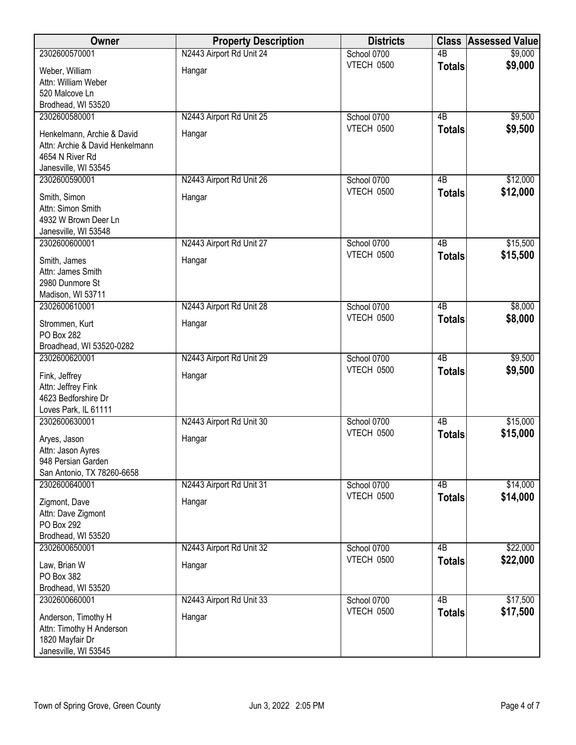| Owner | Property Description | Districts | Class | Assessed Value |
|---|---|---|---|---|
| 2302600570001<br>Weber, William<br>Attn: William Weber<br>520 Malcove Ln<br>Brodhead, WI 53520 | N2443 Airport Rd Unit 24<br>Hangar | School 0700<br>VTECH 0500 | 4B<br>**Totals** | $9,000<br>**$9,000** |
| 2302600580001<br>Henkelmann, Archie & David<br>Attn: Archie & David Henkelmann<br>4654 N River Rd<br>Janesville, WI 53545 | N2443 Airport Rd Unit 25<br>Hangar | School 0700<br>VTECH 0500 | 4B<br>**Totals** | $9,500<br>**$9,500** |
| 2302600590001<br>Smith, Simon<br>Attn: Simon Smith<br>4932 W Brown Deer Ln<br>Janesville, WI 53548 | N2443 Airport Rd Unit 26<br>Hangar | School 0700<br>VTECH 0500 | 4B<br>**Totals** | $12,000<br>**$12,000** |
| 2302600600001<br>Smith, James<br>Attn: James Smith<br>2980 Dunmore St<br>Madison, WI 53711 | N2443 Airport Rd Unit 27<br>Hangar | School 0700<br>VTECH 0500 | 4B<br>**Totals** | $15,500<br>**$15,500** |
| 2302600610001<br>Strommen, Kurt<br>PO Box 282<br>Broadhead, WI 53520-0282 | N2443 Airport Rd Unit 28<br>Hangar | School 0700<br>VTECH 0500 | 4B<br>**Totals** | $8,000<br>**$8,000** |
| 2302600620001<br>Fink, Jeffrey<br>Attn: Jeffrey Fink<br>4623 Bedforshire Dr<br>Loves Park, IL 61111 | N2443 Airport Rd Unit 29<br>Hangar | School 0700<br>VTECH 0500 | 4B<br>**Totals** | $9,500<br>**$9,500** |
| 2302600630001<br>Aryes, Jason<br>Attn: Jason Ayres<br>948 Persian Garden<br>San Antonio, TX 78260-6658 | N2443 Airport Rd Unit 30<br>Hangar | School 0700<br>VTECH 0500 | 4B<br>**Totals** | $15,000<br>**$15,000** |
| 2302600640001<br>Zigmont, Dave<br>Attn: Dave Zigmont<br>PO Box 292<br>Brodhead, WI 53520 | N2443 Airport Rd Unit 31<br>Hangar | School 0700<br>VTECH 0500 | 4B<br>**Totals** | $14,000<br>**$14,000** |
| 2302600650001<br>Law, Brian W<br>PO Box 382<br>Brodhead, WI 53520 | N2443 Airport Rd Unit 32<br>Hangar | School 0700<br>VTECH 0500 | 4B<br>**Totals** | $22,000<br>**$22,000** |
| 2302600660001<br>Anderson, Timothy H<br>Attn: Timothy H Anderson<br>1820 Mayfair Dr<br>Janesville, WI 53545 | N2443 Airport Rd Unit 33<br>Hangar | School 0700<br>VTECH 0500 | 4B<br>**Totals** | $17,500<br>**$17,500** |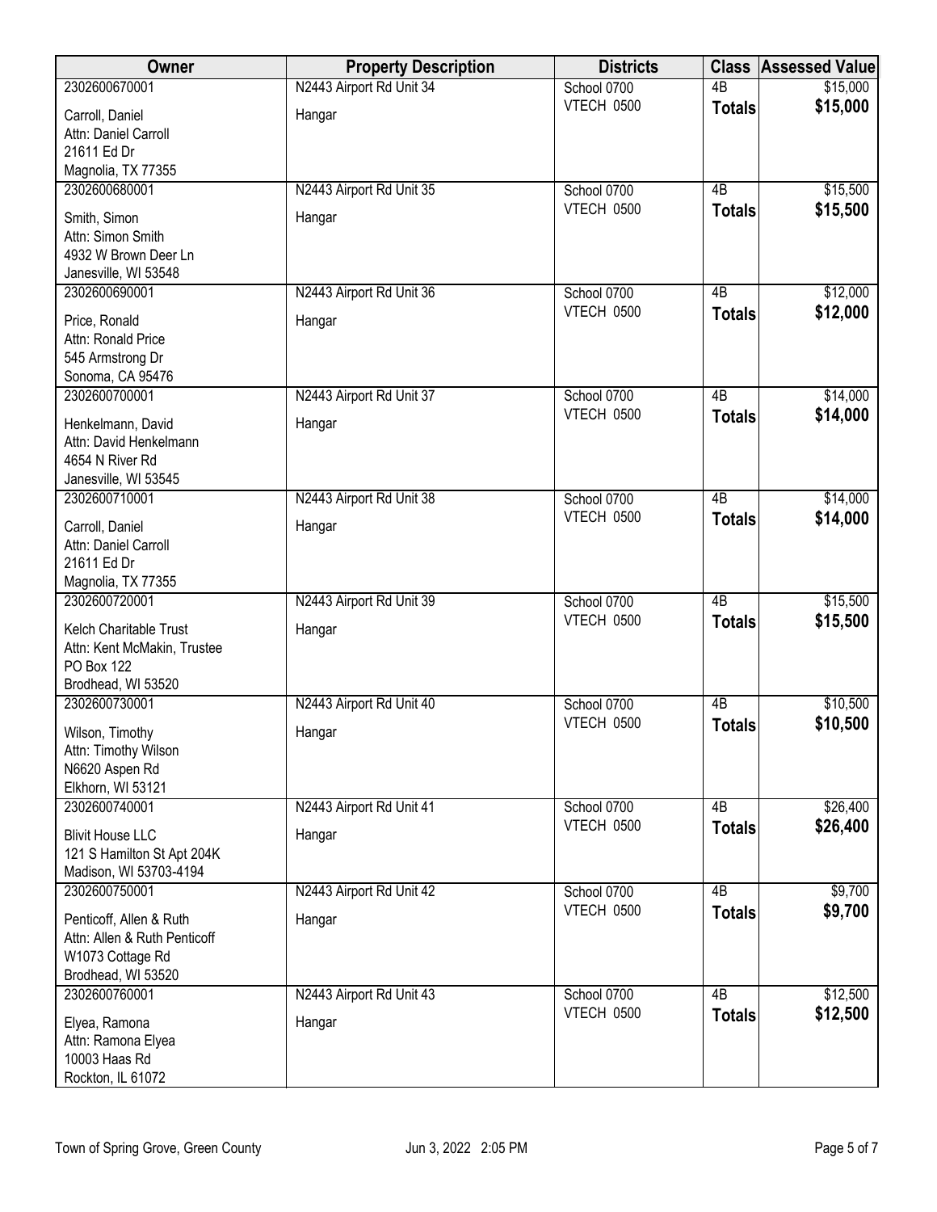| Owner | Property Description | Districts | Class | Assessed Value |
|---|---|---|---|---|
| 2302600670001<br>Carroll, Daniel<br>Attn: Daniel Carroll<br>21611 Ed Dr<br>Magnolia, TX 77355 | N2443 Airport Rd Unit 34<br>Hangar | School 0700<br>VTECH 0500 | 4B<br>**Totals** | \$15,000<br>**\$15,000** |
| 2302600680001<br>Smith, Simon<br>Attn: Simon Smith<br>4932 W Brown Deer Ln<br>Janesville, WI 53548 | N2443 Airport Rd Unit 35<br>Hangar | School 0700<br>VTECH 0500 | 4B<br>**Totals** | \$15,500<br>**\$15,500** |
| 2302600690001<br>Price, Ronald<br>Attn: Ronald Price<br>545 Armstrong Dr<br>Sonoma, CA 95476 | N2443 Airport Rd Unit 36<br>Hangar | School 0700<br>VTECH 0500 | 4B<br>**Totals** | \$12,000<br>**\$12,000** |
| 2302600700001<br>Henkelmann, David<br>Attn: David Henkelmann<br>4654 N River Rd<br>Janesville, WI 53545 | N2443 Airport Rd Unit 37<br>Hangar | School 0700<br>VTECH 0500 | 4B<br>**Totals** | \$14,000<br>**\$14,000** |
| 2302600710001<br>Carroll, Daniel<br>Attn: Daniel Carroll<br>21611 Ed Dr<br>Magnolia, TX 77355 | N2443 Airport Rd Unit 38<br>Hangar | School 0700<br>VTECH 0500 | 4B<br>**Totals** | \$14,000<br>**\$14,000** |
| 2302600720001<br>Kelch Charitable Trust<br>Attn: Kent McMakin, Trustee<br>PO Box 122<br>Brodhead, WI 53520 | N2443 Airport Rd Unit 39<br>Hangar | School 0700<br>VTECH 0500 | 4B<br>**Totals** | \$15,500<br>**\$15,500** |
| 2302600730001<br>Wilson, Timothy<br>Attn: Timothy Wilson<br>N6620 Aspen Rd<br>Elkhorn, WI 53121 | N2443 Airport Rd Unit 40<br>Hangar | School 0700<br>VTECH 0500 | 4B<br>**Totals** | \$10,500<br>**\$10,500** |
| 2302600740001<br>Blivit House LLC<br>121 S Hamilton St Apt 204K<br>Madison, WI 53703-4194 | N2443 Airport Rd Unit 41<br>Hangar | School 0700<br>VTECH 0500 | 4B<br>**Totals** | \$26,400<br>**\$26,400** |
| 2302600750001<br>Penticoff, Allen & Ruth<br>Attn: Allen & Ruth Penticoff<br>W1073 Cottage Rd<br>Brodhead, WI 53520 | N2443 Airport Rd Unit 42<br>Hangar | School 0700<br>VTECH 0500 | 4B<br>**Totals** | \$9,700<br>**\$9,700** |
| 2302600760001<br>Elyea, Ramona<br>Attn: Ramona Elyea<br>10003 Haas Rd<br>Rockton, IL 61072 | N2443 Airport Rd Unit 43<br>Hangar | School 0700<br>VTECH 0500 | 4B<br>**Totals** | \$12,500<br>**\$12,500** |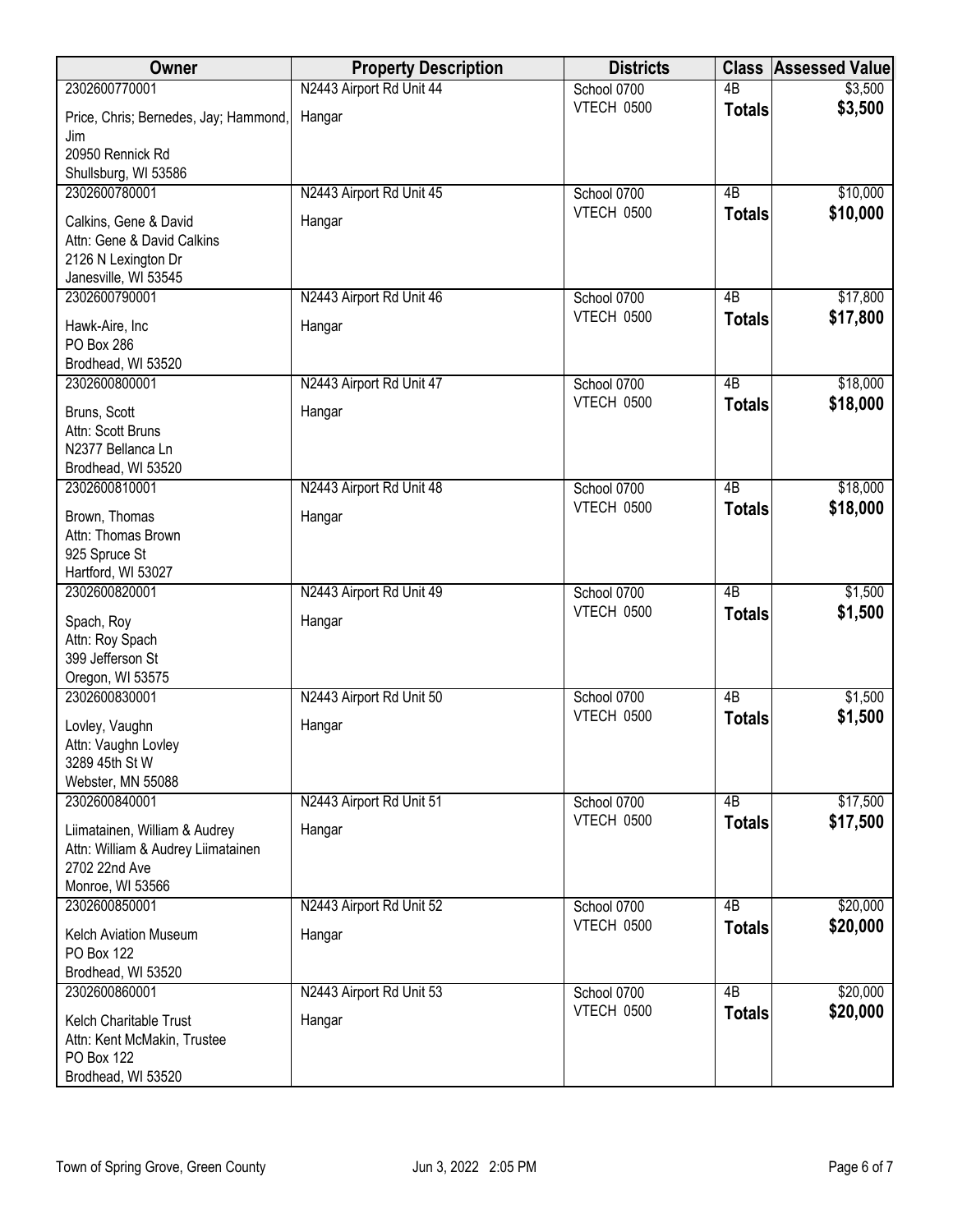| Owner | Property Description | Districts | Class | Assessed Value |
|---|---|---|---|---|
| 2302600770001<br>Price, Chris; Bernedes, Jay; Hammond, Jim<br>20950 Rennick Rd<br>Shullsburg, WI 53586 | N2443 Airport Rd Unit 44<br>Hangar | School 0700<br>VTECH 0500 | 4B<br>**Totals** | $3,500<br>**$3,500** |
| 2302600780001<br>Calkins, Gene & David<br>Attn: Gene & David Calkins<br>2126 N Lexington Dr<br>Janesville, WI 53545 | N2443 Airport Rd Unit 45<br>Hangar | School 0700<br>VTECH 0500 | 4B<br>**Totals** | $10,000<br>**$10,000** |
| 2302600790001<br>Hawk-Aire, Inc<br>PO Box 286<br>Brodhead, WI 53520 | N2443 Airport Rd Unit 46<br>Hangar | School 0700<br>VTECH 0500 | 4B<br>**Totals** | $17,800<br>**$17,800** |
| 2302600800001<br>Bruns, Scott<br>Attn: Scott Bruns<br>N2377 Bellanca Ln<br>Brodhead, WI 53520 | N2443 Airport Rd Unit 47<br>Hangar | School 0700<br>VTECH 0500 | 4B<br>**Totals** | $18,000<br>**$18,000** |
| 2302600810001<br>Brown, Thomas<br>Attn: Thomas Brown<br>925 Spruce St<br>Hartford, WI 53027 | N2443 Airport Rd Unit 48<br>Hangar | School 0700<br>VTECH 0500 | 4B<br>**Totals** | $18,000<br>**$18,000** |
| 2302600820001<br>Spach, Roy<br>Attn: Roy Spach<br>399 Jefferson St<br>Oregon, WI 53575 | N2443 Airport Rd Unit 49<br>Hangar | School 0700<br>VTECH 0500 | 4B<br>**Totals** | $1,500<br>**$1,500** |
| 2302600830001<br>Lovley, Vaughn<br>Attn: Vaughn Lovley<br>3289 45th St W<br>Webster, MN 55088 | N2443 Airport Rd Unit 50<br>Hangar | School 0700<br>VTECH 0500 | 4B<br>**Totals** | $1,500<br>**$1,500** |
| 2302600840001<br>Liimatainen, William & Audrey<br>Attn: William & Audrey Liimatainen<br>2702 22nd Ave<br>Monroe, WI 53566 | N2443 Airport Rd Unit 51<br>Hangar | School 0700<br>VTECH 0500 | 4B<br>**Totals** | $17,500<br>**$17,500** |
| 2302600850001<br>Kelch Aviation Museum<br>PO Box 122<br>Brodhead, WI 53520 | N2443 Airport Rd Unit 52<br>Hangar | School 0700<br>VTECH 0500 | 4B<br>**Totals** | $20,000<br>**$20,000** |
| 2302600860001<br>Kelch Charitable Trust<br>Attn: Kent McMakin, Trustee<br>PO Box 122<br>Brodhead, WI 53520 | N2443 Airport Rd Unit 53<br>Hangar | School 0700<br>VTECH 0500 | 4B<br>**Totals** | $20,000<br>**$20,000** |

Town of Spring Grove, Green County    Jun 3, 2022 2:05 PM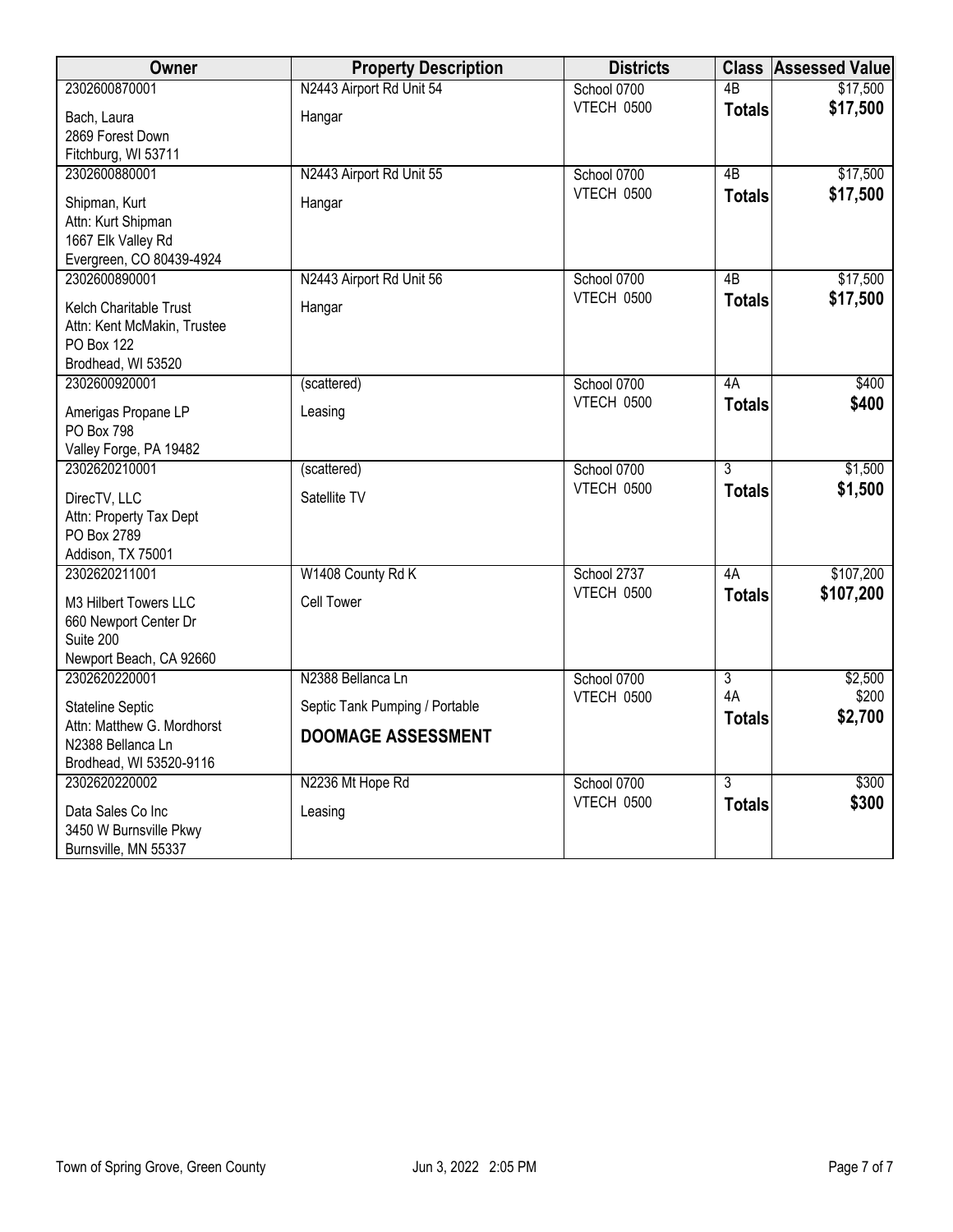| Owner | Property Description | Districts | Class | Assessed Value |
|---|---|---|---|---|
| 2302600870001<br>Bach, Laura<br>2869 Forest Down<br>Fitchburg, WI 53711 | N2443 Airport Rd Unit 54<br>Hangar | School 0700<br>VTECH 0500 | 4B<br>**Totals** | $17,500<br>**$17,500** |
| 2302600880001<br>Shipman, Kurt<br>Attn: Kurt Shipman<br>1667 Elk Valley Rd<br>Evergreen, CO 80439-4924 | N2443 Airport Rd Unit 55<br>Hangar | School 0700<br>VTECH 0500 | 4B<br>**Totals** | $17,500<br>**$17,500** |
| 2302600890001<br>Kelch Charitable Trust<br>Attn: Kent McMakin, Trustee<br>PO Box 122<br>Brodhead, WI 53520 | N2443 Airport Rd Unit 56<br>Hangar | School 0700<br>VTECH 0500 | 4B<br>**Totals** | $17,500<br>**$17,500** |
| 2302600920001<br>Amerigas Propane LP<br>PO Box 798<br>Valley Forge, PA 19482 | (scattered)<br>Leasing | School 0700<br>VTECH 0500 | 4A<br>**Totals** | $400<br>**$400** |
| 2302620210001<br>DirecTV, LLC<br>Attn: Property Tax Dept<br>PO Box 2789<br>Addison, TX 75001 | (scattered)<br>Satellite TV | School 0700<br>VTECH 0500 | 3<br>**Totals** | $1,500<br>**$1,500** |
| 2302620211001<br>M3 Hilbert Towers LLC<br>660 Newport Center Dr<br>Suite 200<br>Newport Beach, CA 92660 | W1408 County Rd K<br>Cell Tower | School 2737<br>VTECH 0500 | 4A<br>**Totals** | $107,200<br>**$107,200** |
| 2302620220001<br>Stateline Septic<br>Attn: Matthew G. Mordhorst<br>N2388 Bellanca Ln<br>Brodhead, WI 53520-9116 | N2388 Bellanca Ln<br>Septic Tank Pumping / Portable<br>**DOOMAGE ASSESSMENT** | School 0700<br>VTECH 0500 | 3<br>4A<br>**Totals** | $2,500<br>$200<br>**$2,700** |
| 2302620220002<br>Data Sales Co Inc<br>3450 W Burnsville Pkwy<br>Burnsville, MN 55337 | N2236 Mt Hope Rd<br>Leasing | School 0700<br>VTECH 0500 | 3<br>**Totals** | $300<br>**$300** |

Town of Spring Grove, Green County

Jun 3, 2022 2:05 PM